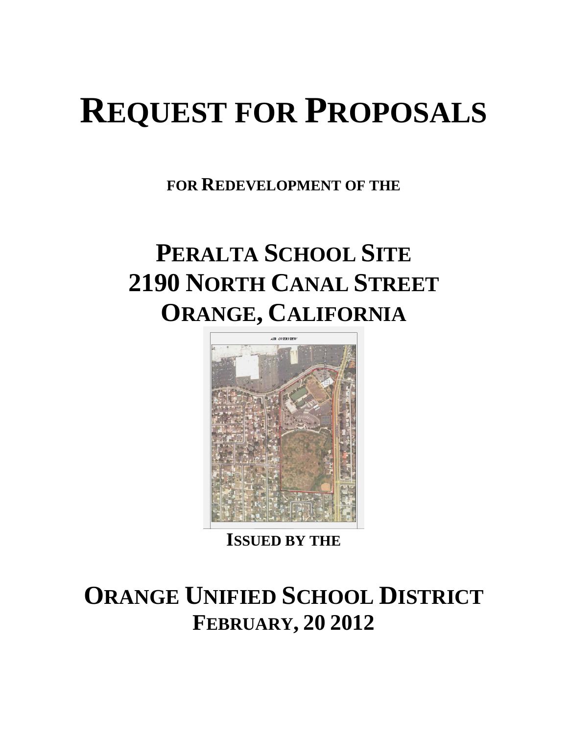# REQUEST FOR PROPOSALS

**FOR REDEVELOPMENT OF THE**

## PERALTA SCHOOL SITE
## 2190 NORTH CANAL STREET
## ORANGE, CALIFORNIA

**ISSUED BY THE**

## ORANGE UNIFIED SCHOOL DISTRICT
### FEBRUARY, 20 2012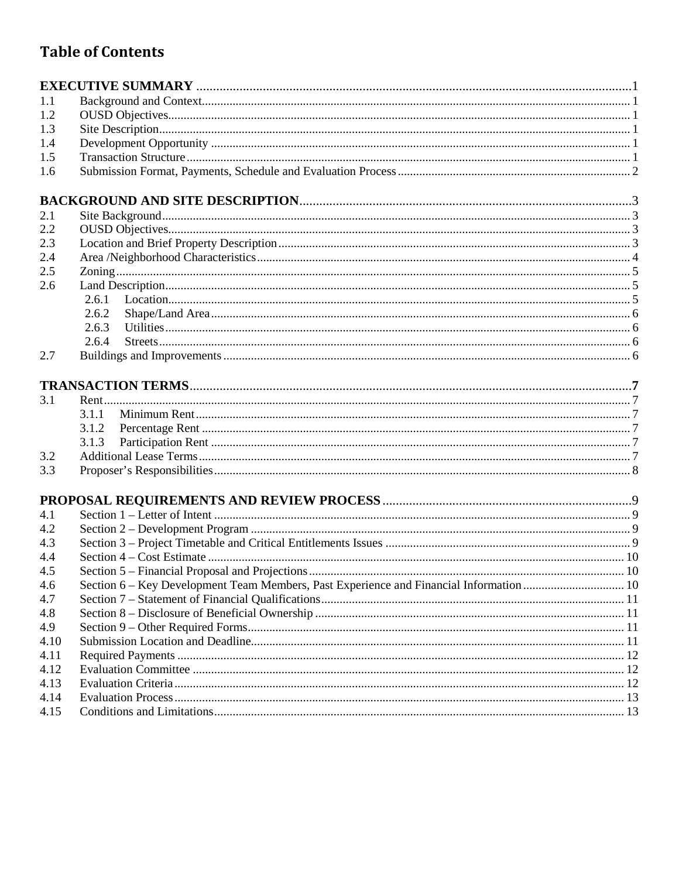# Table of Contents

| | | |
|---|---|---|
| **EXECUTIVE SUMMARY** | | **1** |
| 1.1 | Background and Context | 1 |
| 1.2 | OUSD Objectives | 1 |
| 1.3 | Site Description | 1 |
| 1.4 | Development Opportunity | 1 |
| 1.5 | Transaction Structure | 1 |
| 1.6 | Submission Format, Payments, Schedule and Evaluation Process | 2 |
| **BACKGROUND AND SITE DESCRIPTION** | | **3** |
| 2.1 | Site Background | 3 |
| 2.2 | OUSD Objectives | 3 |
| 2.3 | Location and Brief Property Description | 3 |
| 2.4 | Area /Neighborhood Characteristics | 4 |
| 2.5 | Zoning | 5 |
| 2.6 | Land Description | 5 |
| 2.6.1 | Location | 5 |
| 2.6.2 | Shape/Land Area | 6 |
| 2.6.3 | Utilities | 6 |
| 2.6.4 | Streets | 6 |
| 2.7 | Buildings and Improvements | 6 |
| **TRANSACTION TERMS** | | **7** |
| 3.1 | Rent | 7 |
| 3.1.1 | Minimum Rent | 7 |
| 3.1.2 | Percentage Rent | 7 |
| 3.1.3 | Participation Rent | 7 |
| 3.2 | Additional Lease Terms | 7 |
| 3.3 | Proposer's Responsibilities | 8 |
| **PROPOSAL REQUIREMENTS AND REVIEW PROCESS** | | **9** |
| 4.1 | Section 1 – Letter of Intent | 9 |
| 4.2 | Section 2 – Development Program | 9 |
| 4.3 | Section 3 – Project Timetable and Critical Entitlements Issues | 9 |
| 4.4 | Section 4 – Cost Estimate | 10 |
| 4.5 | Section 5 – Financial Proposal and Projections | 10 |
| 4.6 | Section 6 – Key Development Team Members, Past Experience and Financial Information | 10 |
| 4.7 | Section 7 – Statement of Financial Qualifications | 11 |
| 4.8 | Section 8 – Disclosure of Beneficial Ownership | 11 |
| 4.9 | Section 9 – Other Required Forms | 11 |
| 4.10 | Submission Location and Deadline | 11 |
| 4.11 | Required Payments | 12 |
| 4.12 | Evaluation Committee | 12 |
| 4.13 | Evaluation Criteria | 12 |
| 4.14 | Evaluation Process | 13 |
| 4.15 | Conditions and Limitations | 13 |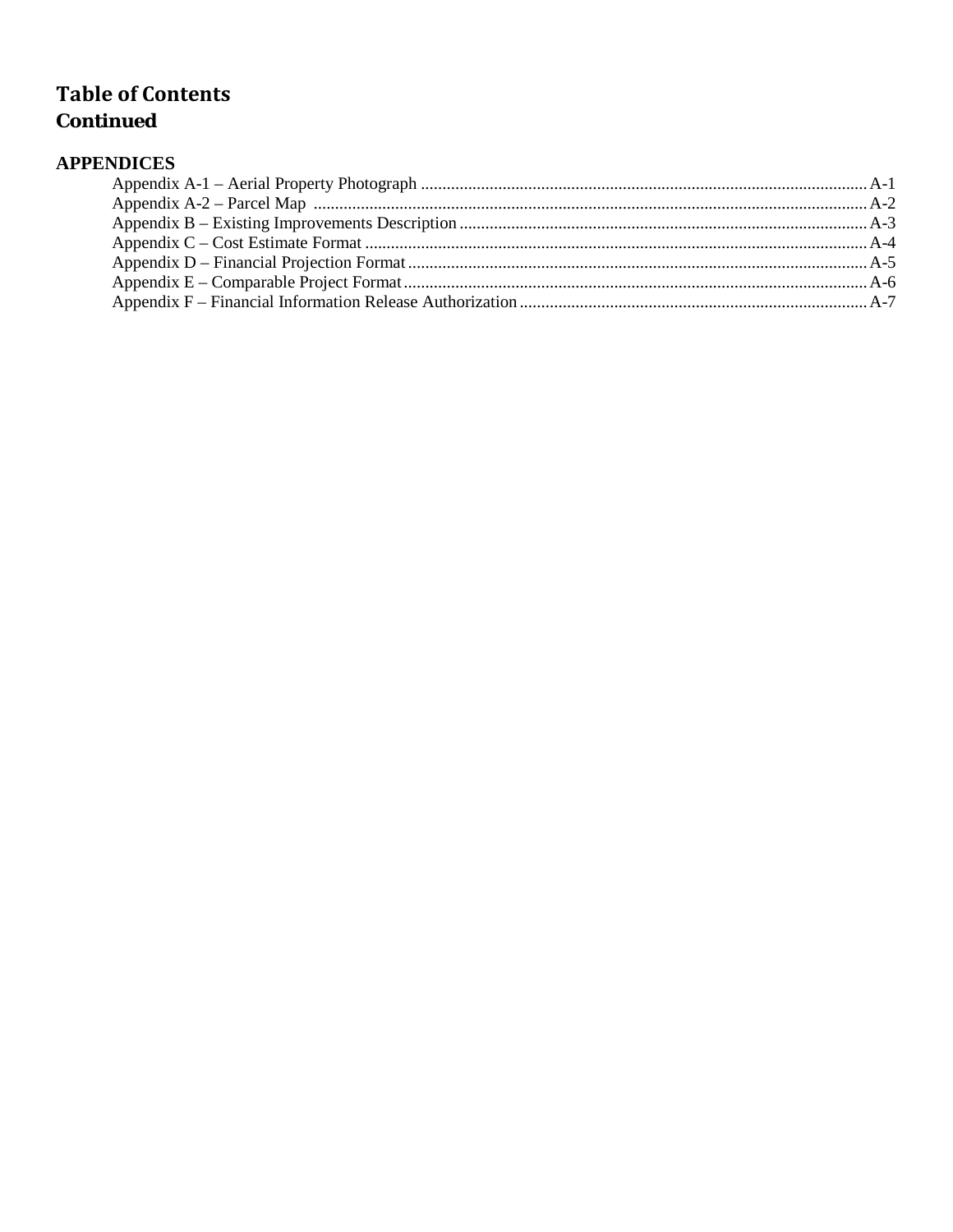# Table of Contents
## Continued

**APPENDICES**

- Appendix A-1 – Aerial Property Photograph ........................................................ A-1
- Appendix A-2 – Parcel Map ........................................................ A-2
- Appendix B – Existing Improvements Description ........................................................ A-3
- Appendix C – Cost Estimate Format ........................................................ A-4
- Appendix D – Financial Projection Format ........................................................ A-5
- Appendix E – Comparable Project Format ........................................................ A-6
- Appendix F – Financial Information Release Authorization ........................................................ A-7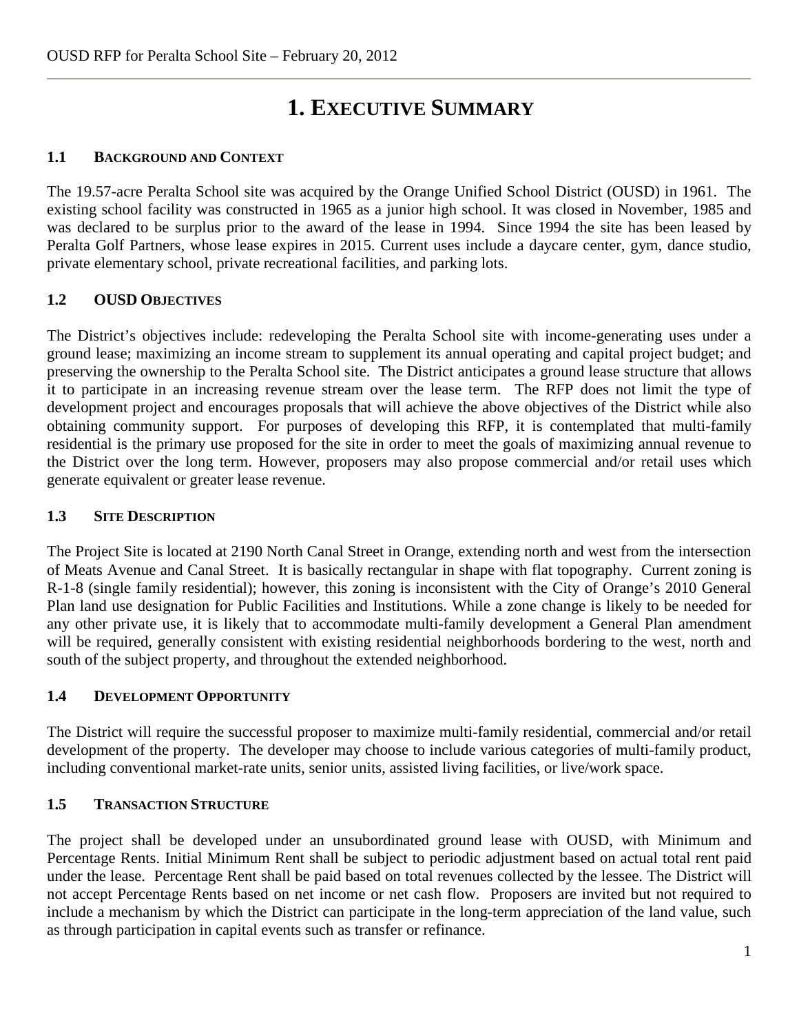# 1. Executive Summary

## 1.1 Background and Context

The 19.57-acre Peralta School site was acquired by the Orange Unified School District (OUSD) in 1961. The existing school facility was constructed in 1965 as a junior high school. It was closed in November, 1985 and was declared to be surplus prior to the award of the lease in 1994. Since 1994 the site has been leased by Peralta Golf Partners, whose lease expires in 2015. Current uses include a daycare center, gym, dance studio, private elementary school, private recreational facilities, and parking lots.

## 1.2 OUSD Objectives

The District's objectives include: redeveloping the Peralta School site with income-generating uses under a ground lease; maximizing an income stream to supplement its annual operating and capital project budget; and preserving the ownership to the Peralta School site. The District anticipates a ground lease structure that allows it to participate in an increasing revenue stream over the lease term. The RFP does not limit the type of development project and encourages proposals that will achieve the above objectives of the District while also obtaining community support. For purposes of developing this RFP, it is contemplated that multi-family residential is the primary use proposed for the site in order to meet the goals of maximizing annual revenue to the District over the long term. However, proposers may also propose commercial and/or retail uses which generate equivalent or greater lease revenue.

## 1.3 Site Description

The Project Site is located at 2190 North Canal Street in Orange, extending north and west from the intersection of Meats Avenue and Canal Street. It is basically rectangular in shape with flat topography. Current zoning is R-1-8 (single family residential); however, this zoning is inconsistent with the City of Orange's 2010 General Plan land use designation for Public Facilities and Institutions. While a zone change is likely to be needed for any other private use, it is likely that to accommodate multi-family development a General Plan amendment will be required, generally consistent with existing residential neighborhoods bordering to the west, north and south of the subject property, and throughout the extended neighborhood.

## 1.4 Development Opportunity

The District will require the successful proposer to maximize multi-family residential, commercial and/or retail development of the property. The developer may choose to include various categories of multi-family product, including conventional market-rate units, senior units, assisted living facilities, or live/work space.

## 1.5 Transaction Structure

The project shall be developed under an unsubordinated ground lease with OUSD, with Minimum and Percentage Rents. Initial Minimum Rent shall be subject to periodic adjustment based on actual total rent paid under the lease. Percentage Rent shall be paid based on total revenues collected by the lessee. The District will not accept Percentage Rents based on net income or net cash flow. Proposers are invited but not required to include a mechanism by which the District can participate in the long-term appreciation of the land value, such as through participation in capital events such as transfer or refinance.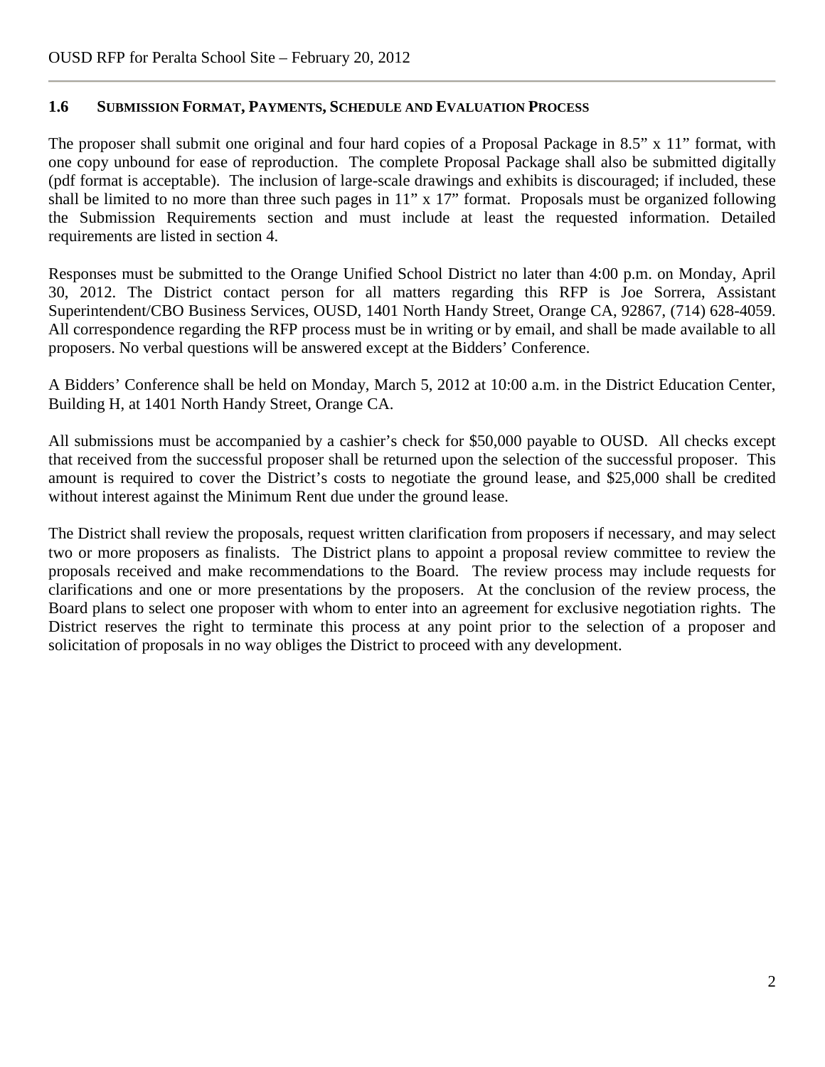### 1.6 SUBMISSION FORMAT, PAYMENTS, SCHEDULE AND EVALUATION PROCESS

The proposer shall submit one original and four hard copies of a Proposal Package in 8.5" x 11" format, with one copy unbound for ease of reproduction. The complete Proposal Package shall also be submitted digitally (pdf format is acceptable). The inclusion of large-scale drawings and exhibits is discouraged; if included, these shall be limited to no more than three such pages in 11" x 17" format. Proposals must be organized following the Submission Requirements section and must include at least the requested information. Detailed requirements are listed in section 4.

Responses must be submitted to the Orange Unified School District no later than 4:00 p.m. on Monday, April 30, 2012. The District contact person for all matters regarding this RFP is Joe Sorrera, Assistant Superintendent/CBO Business Services, OUSD, 1401 North Handy Street, Orange CA, 92867, (714) 628-4059. All correspondence regarding the RFP process must be in writing or by email, and shall be made available to all proposers. No verbal questions will be answered except at the Bidders' Conference.

A Bidders' Conference shall be held on Monday, March 5, 2012 at 10:00 a.m. in the District Education Center, Building H, at 1401 North Handy Street, Orange CA.

All submissions must be accompanied by a cashier's check for $50,000 payable to OUSD. All checks except that received from the successful proposer shall be returned upon the selection of the successful proposer. This amount is required to cover the District's costs to negotiate the ground lease, and $25,000 shall be credited without interest against the Minimum Rent due under the ground lease.

The District shall review the proposals, request written clarification from proposers if necessary, and may select two or more proposers as finalists. The District plans to appoint a proposal review committee to review the proposals received and make recommendations to the Board. The review process may include requests for clarifications and one or more presentations by the proposers. At the conclusion of the review process, the Board plans to select one proposer with whom to enter into an agreement for exclusive negotiation rights. The District reserves the right to terminate this process at any point prior to the selection of a proposer and solicitation of proposals in no way obliges the District to proceed with any development.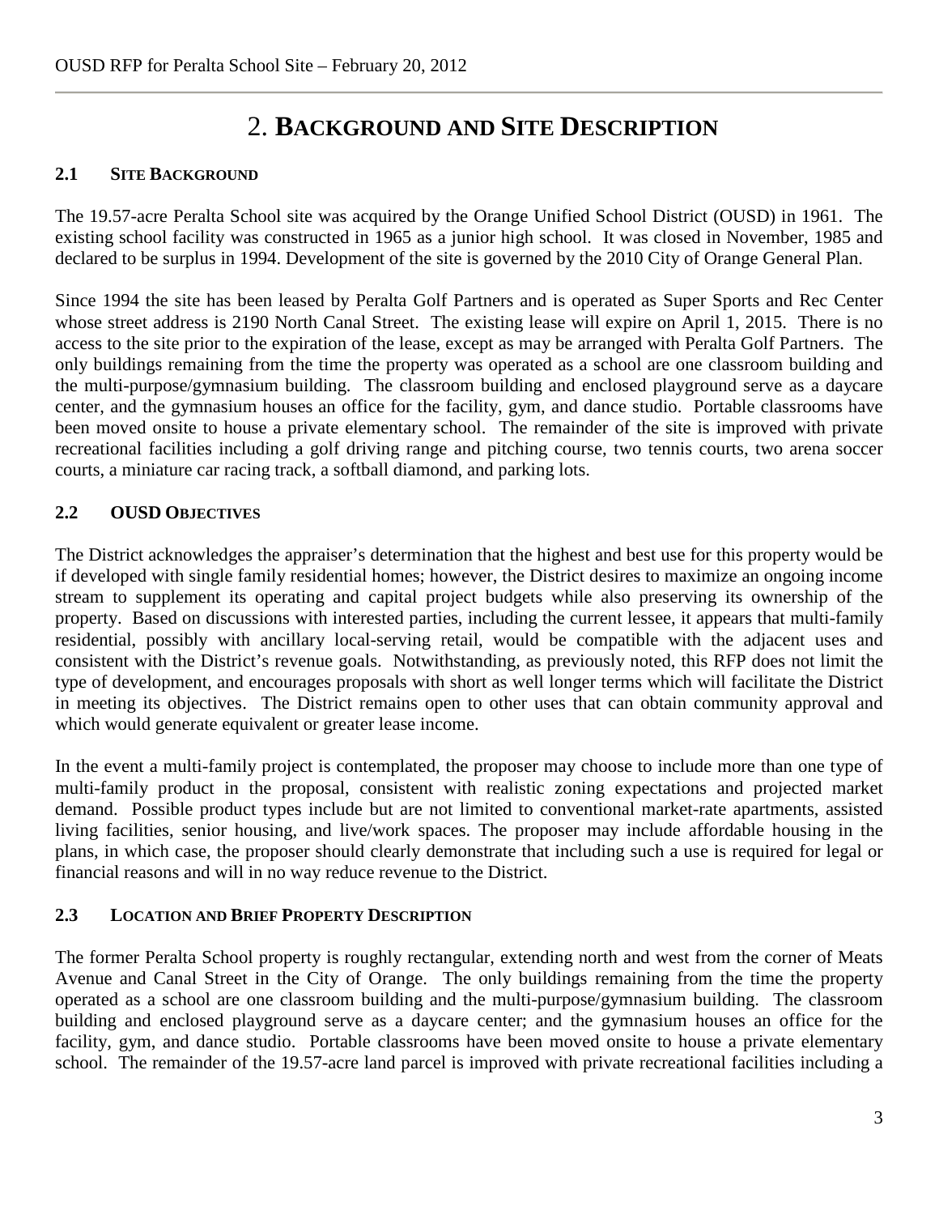# 2. BACKGROUND AND SITE DESCRIPTION

## 2.1 SITE BACKGROUND

The 19.57-acre Peralta School site was acquired by the Orange Unified School District (OUSD) in 1961. The existing school facility was constructed in 1965 as a junior high school. It was closed in November, 1985 and declared to be surplus in 1994. Development of the site is governed by the 2010 City of Orange General Plan.

Since 1994 the site has been leased by Peralta Golf Partners and is operated as Super Sports and Rec Center whose street address is 2190 North Canal Street. The existing lease will expire on April 1, 2015. There is no access to the site prior to the expiration of the lease, except as may be arranged with Peralta Golf Partners. The only buildings remaining from the time the property was operated as a school are one classroom building and the multi-purpose/gymnasium building. The classroom building and enclosed playground serve as a daycare center, and the gymnasium houses an office for the facility, gym, and dance studio. Portable classrooms have been moved onsite to house a private elementary school. The remainder of the site is improved with private recreational facilities including a golf driving range and pitching course, two tennis courts, two arena soccer courts, a miniature car racing track, a softball diamond, and parking lots.

## 2.2 OUSD OBJECTIVES

The District acknowledges the appraiser's determination that the highest and best use for this property would be if developed with single family residential homes; however, the District desires to maximize an ongoing income stream to supplement its operating and capital project budgets while also preserving its ownership of the property. Based on discussions with interested parties, including the current lessee, it appears that multi-family residential, possibly with ancillary local-serving retail, would be compatible with the adjacent uses and consistent with the District's revenue goals. Notwithstanding, as previously noted, this RFP does not limit the type of development, and encourages proposals with short as well longer terms which will facilitate the District in meeting its objectives. The District remains open to other uses that can obtain community approval and which would generate equivalent or greater lease income.

In the event a multi-family project is contemplated, the proposer may choose to include more than one type of multi-family product in the proposal, consistent with realistic zoning expectations and projected market demand. Possible product types include but are not limited to conventional market-rate apartments, assisted living facilities, senior housing, and live/work spaces. The proposer may include affordable housing in the plans, in which case, the proposer should clearly demonstrate that including such a use is required for legal or financial reasons and will in no way reduce revenue to the District.

## 2.3 LOCATION AND BRIEF PROPERTY DESCRIPTION

The former Peralta School property is roughly rectangular, extending north and west from the corner of Meats Avenue and Canal Street in the City of Orange. The only buildings remaining from the time the property operated as a school are one classroom building and the multi-purpose/gymnasium building. The classroom building and enclosed playground serve as a daycare center; and the gymnasium houses an office for the facility, gym, and dance studio. Portable classrooms have been moved onsite to house a private elementary school. The remainder of the 19.57-acre land parcel is improved with private recreational facilities including a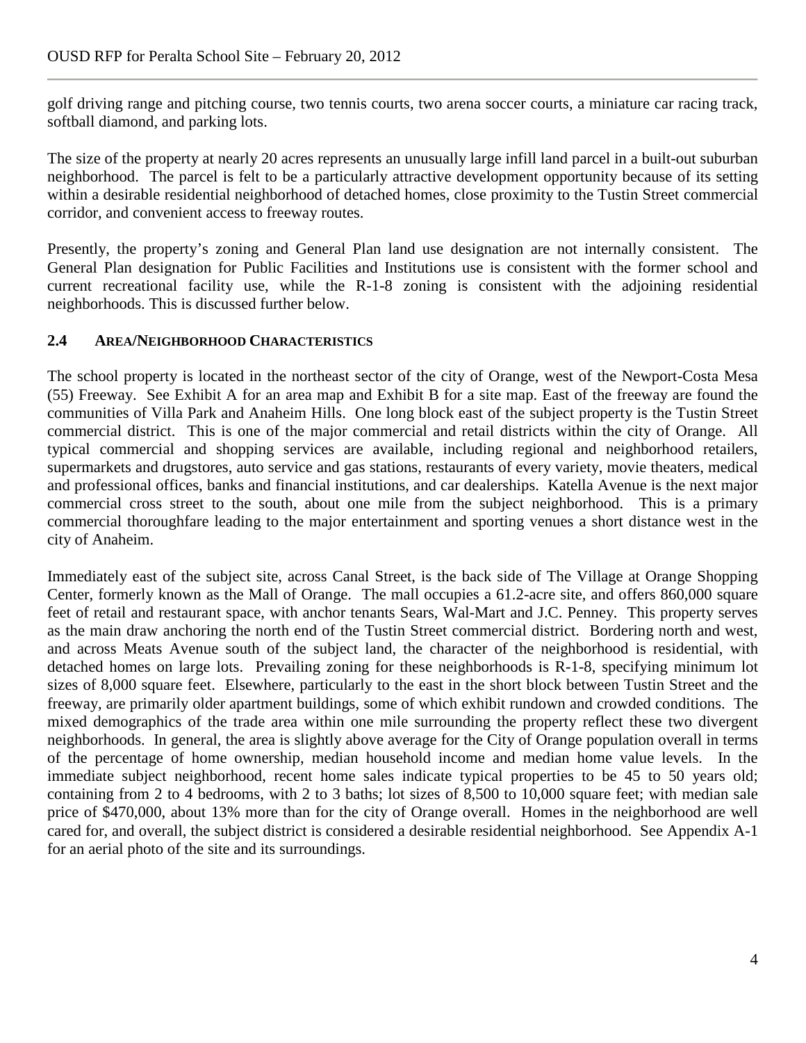golf driving range and pitching course, two tennis courts, two arena soccer courts, a miniature car racing track, softball diamond, and parking lots.

The size of the property at nearly 20 acres represents an unusually large infill land parcel in a built-out suburban neighborhood. The parcel is felt to be a particularly attractive development opportunity because of its setting within a desirable residential neighborhood of detached homes, close proximity to the Tustin Street commercial corridor, and convenient access to freeway routes.

Presently, the property's zoning and General Plan land use designation are not internally consistent. The General Plan designation for Public Facilities and Institutions use is consistent with the former school and current recreational facility use, while the R-1-8 zoning is consistent with the adjoining residential neighborhoods. This is discussed further below.

### 2.4 AREA/NEIGHBORHOOD CHARACTERISTICS

The school property is located in the northeast sector of the city of Orange, west of the Newport-Costa Mesa (55) Freeway. See Exhibit A for an area map and Exhibit B for a site map. East of the freeway are found the communities of Villa Park and Anaheim Hills. One long block east of the subject property is the Tustin Street commercial district. This is one of the major commercial and retail districts within the city of Orange. All typical commercial and shopping services are available, including regional and neighborhood retailers, supermarkets and drugstores, auto service and gas stations, restaurants of every variety, movie theaters, medical and professional offices, banks and financial institutions, and car dealerships. Katella Avenue is the next major commercial cross street to the south, about one mile from the subject neighborhood. This is a primary commercial thoroughfare leading to the major entertainment and sporting venues a short distance west in the city of Anaheim.

Immediately east of the subject site, across Canal Street, is the back side of The Village at Orange Shopping Center, formerly known as the Mall of Orange. The mall occupies a 61.2-acre site, and offers 860,000 square feet of retail and restaurant space, with anchor tenants Sears, Wal-Mart and J.C. Penney. This property serves as the main draw anchoring the north end of the Tustin Street commercial district. Bordering north and west, and across Meats Avenue south of the subject land, the character of the neighborhood is residential, with detached homes on large lots. Prevailing zoning for these neighborhoods is R-1-8, specifying minimum lot sizes of 8,000 square feet. Elsewhere, particularly to the east in the short block between Tustin Street and the freeway, are primarily older apartment buildings, some of which exhibit rundown and crowded conditions. The mixed demographics of the trade area within one mile surrounding the property reflect these two divergent neighborhoods. In general, the area is slightly above average for the City of Orange population overall in terms of the percentage of home ownership, median household income and median home value levels. In the immediate subject neighborhood, recent home sales indicate typical properties to be 45 to 50 years old; containing from 2 to 4 bedrooms, with 2 to 3 baths; lot sizes of 8,500 to 10,000 square feet; with median sale price of $470,000, about 13% more than for the city of Orange overall. Homes in the neighborhood are well cared for, and overall, the subject district is considered a desirable residential neighborhood. See Appendix A-1 for an aerial photo of the site and its surroundings.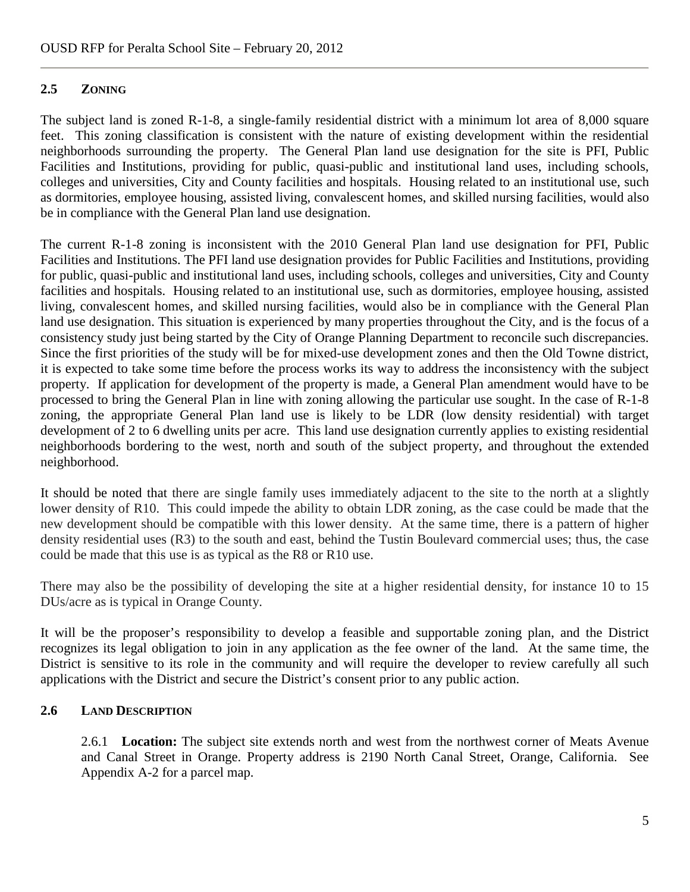## 2.5 ZONING

The subject land is zoned R-1-8, a single-family residential district with a minimum lot area of 8,000 square feet. This zoning classification is consistent with the nature of existing development within the residential neighborhoods surrounding the property. The General Plan land use designation for the site is PFI, Public Facilities and Institutions, providing for public, quasi-public and institutional land uses, including schools, colleges and universities, City and County facilities and hospitals. Housing related to an institutional use, such as dormitories, employee housing, assisted living, convalescent homes, and skilled nursing facilities, would also be in compliance with the General Plan land use designation.

The current R-1-8 zoning is inconsistent with the 2010 General Plan land use designation for PFI, Public Facilities and Institutions. The PFI land use designation provides for Public Facilities and Institutions, providing for public, quasi-public and institutional land uses, including schools, colleges and universities, City and County facilities and hospitals. Housing related to an institutional use, such as dormitories, employee housing, assisted living, convalescent homes, and skilled nursing facilities, would also be in compliance with the General Plan land use designation. This situation is experienced by many properties throughout the City, and is the focus of a consistency study just being started by the City of Orange Planning Department to reconcile such discrepancies. Since the first priorities of the study will be for mixed-use development zones and then the Old Towne district, it is expected to take some time before the process works its way to address the inconsistency with the subject property. If application for development of the property is made, a General Plan amendment would have to be processed to bring the General Plan in line with zoning allowing the particular use sought. In the case of R-1-8 zoning, the appropriate General Plan land use is likely to be LDR (low density residential) with target development of 2 to 6 dwelling units per acre. This land use designation currently applies to existing residential neighborhoods bordering to the west, north and south of the subject property, and throughout the extended neighborhood.

It should be noted that there are single family uses immediately adjacent to the site to the north at a slightly lower density of R10. This could impede the ability to obtain LDR zoning, as the case could be made that the new development should be compatible with this lower density. At the same time, there is a pattern of higher density residential uses (R3) to the south and east, behind the Tustin Boulevard commercial uses; thus, the case could be made that this use is as typical as the R8 or R10 use.

There may also be the possibility of developing the site at a higher residential density, for instance 10 to 15 DUs/acre as is typical in Orange County.

It will be the proposer's responsibility to develop a feasible and supportable zoning plan, and the District recognizes its legal obligation to join in any application as the fee owner of the land. At the same time, the District is sensitive to its role in the community and will require the developer to review carefully all such applications with the District and secure the District's consent prior to any public action.

## 2.6 LAND DESCRIPTION

2.6.1 **Location:** The subject site extends north and west from the northwest corner of Meats Avenue and Canal Street in Orange. Property address is 2190 North Canal Street, Orange, California. See Appendix A-2 for a parcel map.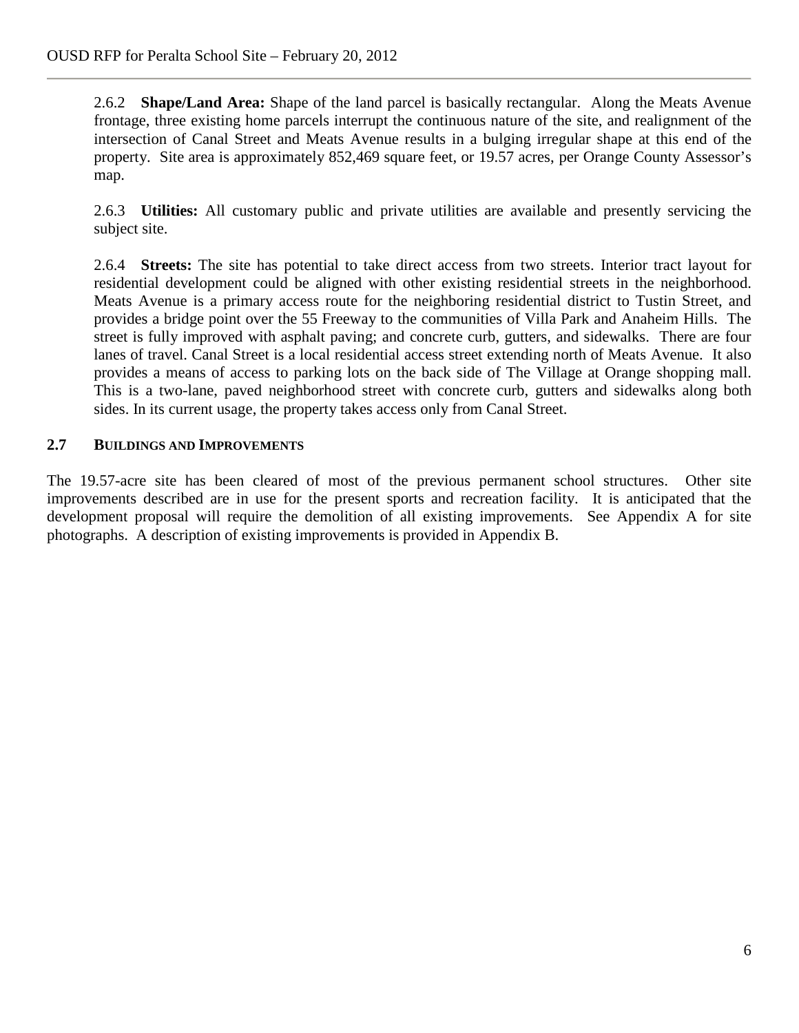2.6.2 **Shape/Land Area:** Shape of the land parcel is basically rectangular. Along the Meats Avenue frontage, three existing home parcels interrupt the continuous nature of the site, and realignment of the intersection of Canal Street and Meats Avenue results in a bulging irregular shape at this end of the property. Site area is approximately 852,469 square feet, or 19.57 acres, per Orange County Assessor's map.

2.6.3 **Utilities:** All customary public and private utilities are available and presently servicing the subject site.

2.6.4 **Streets:** The site has potential to take direct access from two streets. Interior tract layout for residential development could be aligned with other existing residential streets in the neighborhood. Meats Avenue is a primary access route for the neighboring residential district to Tustin Street, and provides a bridge point over the 55 Freeway to the communities of Villa Park and Anaheim Hills. The street is fully improved with asphalt paving; and concrete curb, gutters, and sidewalks. There are four lanes of travel. Canal Street is a local residential access street extending north of Meats Avenue. It also provides a means of access to parking lots on the back side of The Village at Orange shopping mall. This is a two-lane, paved neighborhood street with concrete curb, gutters and sidewalks along both sides. In its current usage, the property takes access only from Canal Street.

## 2.7 BUILDINGS AND IMPROVEMENTS

The 19.57-acre site has been cleared of most of the previous permanent school structures. Other site improvements described are in use for the present sports and recreation facility. It is anticipated that the development proposal will require the demolition of all existing improvements. See Appendix A for site photographs. A description of existing improvements is provided in Appendix B.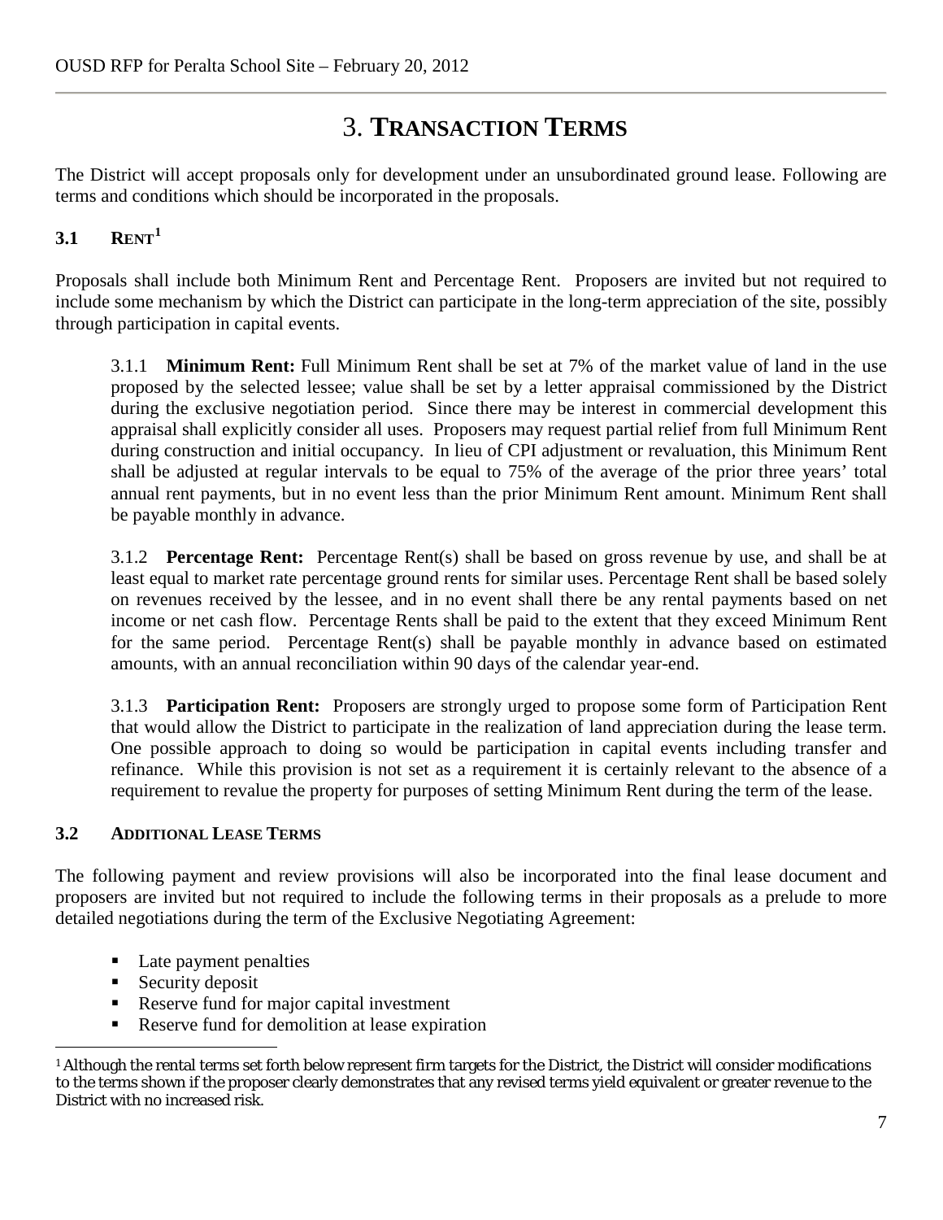# 3. TRANSACTION TERMS

The District will accept proposals only for development under an unsubordinated ground lease. Following are terms and conditions which should be incorporated in the proposals.

## 3.1 RENT[1]

Proposals shall include both Minimum Rent and Percentage Rent. Proposers are invited but not required to include some mechanism by which the District can participate in the long-term appreciation of the site, possibly through participation in capital events.

3.1.1 **Minimum Rent:** Full Minimum Rent shall be set at 7% of the market value of land in the use proposed by the selected lessee; value shall be set by a letter appraisal commissioned by the District during the exclusive negotiation period. Since there may be interest in commercial development this appraisal shall explicitly consider all uses. Proposers may request partial relief from full Minimum Rent during construction and initial occupancy. In lieu of CPI adjustment or revaluation, this Minimum Rent shall be adjusted at regular intervals to be equal to 75% of the average of the prior three years' total annual rent payments, but in no event less than the prior Minimum Rent amount. Minimum Rent shall be payable monthly in advance.

3.1.2 **Percentage Rent:** Percentage Rent(s) shall be based on gross revenue by use, and shall be at least equal to market rate percentage ground rents for similar uses. Percentage Rent shall be based solely on revenues received by the lessee, and in no event shall there be any rental payments based on net income or net cash flow. Percentage Rents shall be paid to the extent that they exceed Minimum Rent for the same period. Percentage Rent(s) shall be payable monthly in advance based on estimated amounts, with an annual reconciliation within 90 days of the calendar year-end.

3.1.3 **Participation Rent:** Proposers are strongly urged to propose some form of Participation Rent that would allow the District to participate in the realization of land appreciation during the lease term. One possible approach to doing so would be participation in capital events including transfer and refinance. While this provision is not set as a requirement it is certainly relevant to the absence of a requirement to revalue the property for purposes of setting Minimum Rent during the term of the lease.

## 3.2 ADDITIONAL LEASE TERMS

The following payment and review provisions will also be incorporated into the final lease document and proposers are invited but not required to include the following terms in their proposals as a prelude to more detailed negotiations during the term of the Exclusive Negotiating Agreement:

- Late payment penalties
- Security deposit
- Reserve fund for major capital investment
- Reserve fund for demolition at lease expiration

[1] Although the rental terms set forth below represent firm targets for the District, the District will consider modifications to the terms shown if the proposer clearly demonstrates that any revised terms yield equivalent or greater revenue to the District with no increased risk.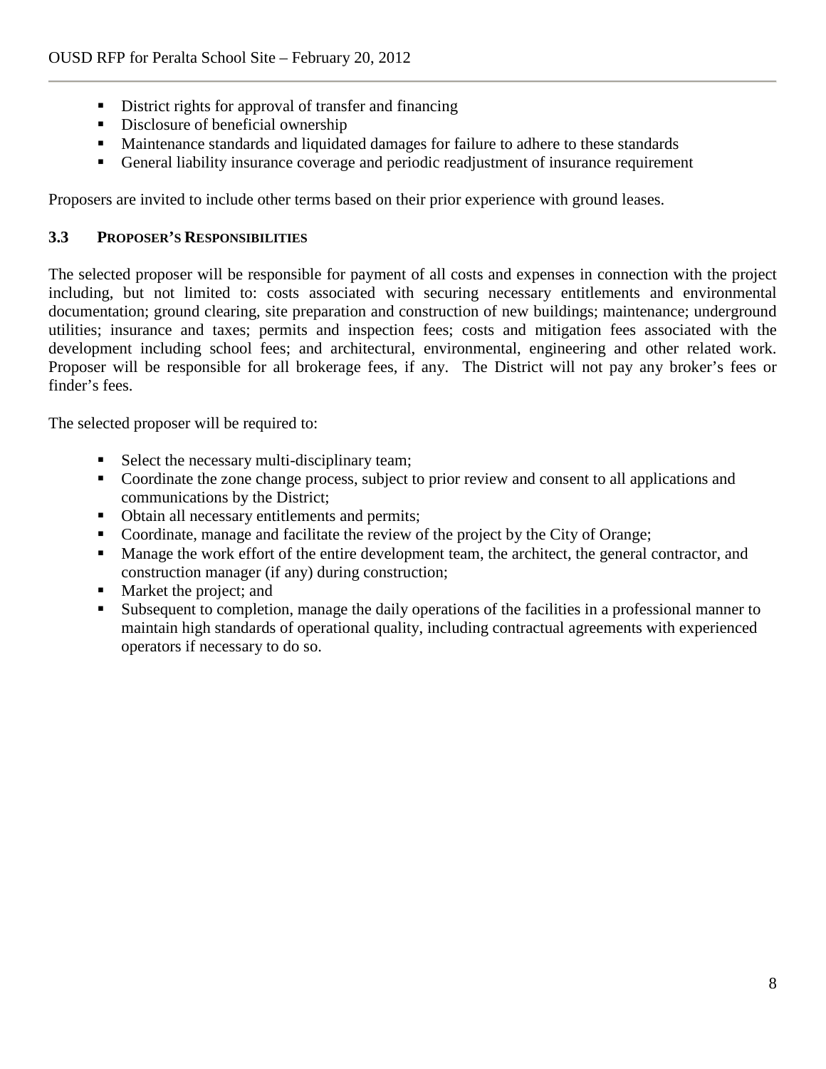- District rights for approval of transfer and financing
- Disclosure of beneficial ownership
- Maintenance standards and liquidated damages for failure to adhere to these standards
- General liability insurance coverage and periodic readjustment of insurance requirement

Proposers are invited to include other terms based on their prior experience with ground leases.

### 3.3 PROPOSER'S RESPONSIBILITIES

The selected proposer will be responsible for payment of all costs and expenses in connection with the project including, but not limited to: costs associated with securing necessary entitlements and environmental documentation; ground clearing, site preparation and construction of new buildings; maintenance; underground utilities; insurance and taxes; permits and inspection fees; costs and mitigation fees associated with the development including school fees; and architectural, environmental, engineering and other related work. Proposer will be responsible for all brokerage fees, if any. The District will not pay any broker's fees or finder's fees.

The selected proposer will be required to:

- Select the necessary multi-disciplinary team;
- Coordinate the zone change process, subject to prior review and consent to all applications and communications by the District;
- Obtain all necessary entitlements and permits;
- Coordinate, manage and facilitate the review of the project by the City of Orange;
- Manage the work effort of the entire development team, the architect, the general contractor, and construction manager (if any) during construction;
- Market the project; and
- Subsequent to completion, manage the daily operations of the facilities in a professional manner to maintain high standards of operational quality, including contractual agreements with experienced operators if necessary to do so.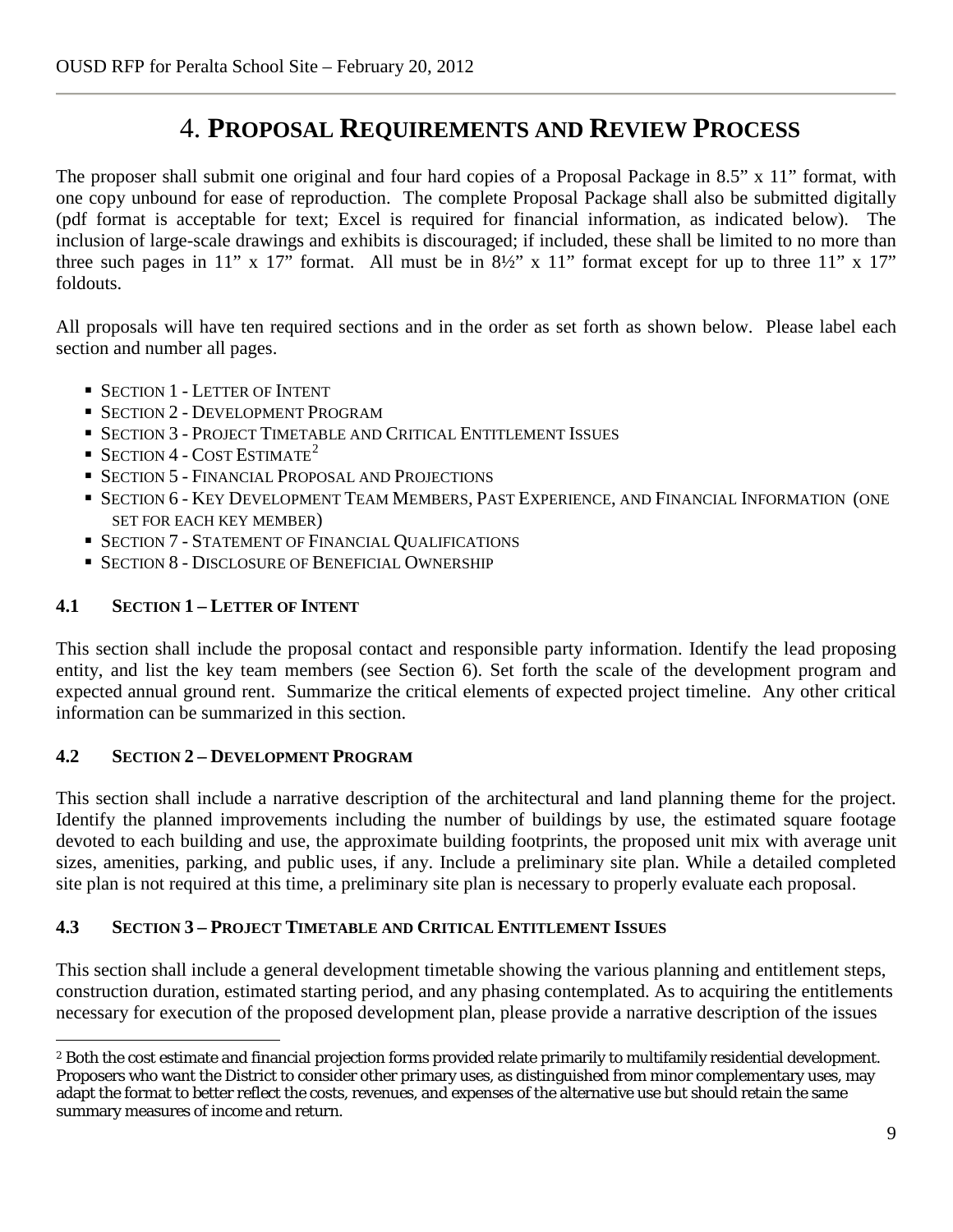# 4. PROPOSAL REQUIREMENTS AND REVIEW PROCESS

The proposer shall submit one original and four hard copies of a Proposal Package in 8.5" x 11" format, with one copy unbound for ease of reproduction. The complete Proposal Package shall also be submitted digitally (pdf format is acceptable for text; Excel is required for financial information, as indicated below). The inclusion of large-scale drawings and exhibits is discouraged; if included, these shall be limited to no more than three such pages in 11" x 17" format. All must be in 8½" x 11" format except for up to three 11" x 17" foldouts.

All proposals will have ten required sections and in the order as set forth as shown below. Please label each section and number all pages.

- SECTION 1 - LETTER OF INTENT
- SECTION 2 - DEVELOPMENT PROGRAM
- SECTION 3 - PROJECT TIMETABLE AND CRITICAL ENTITLEMENT ISSUES
- SECTION 4 - COST ESTIMATE[2]
- SECTION 5 - FINANCIAL PROPOSAL AND PROJECTIONS
- SECTION 6 - KEY DEVELOPMENT TEAM MEMBERS, PAST EXPERIENCE, AND FINANCIAL INFORMATION (ONE SET FOR EACH KEY MEMBER)
- SECTION 7 - STATEMENT OF FINANCIAL QUALIFICATIONS
- SECTION 8 - DISCLOSURE OF BENEFICIAL OWNERSHIP

### 4.1 SECTION 1 – LETTER OF INTENT

This section shall include the proposal contact and responsible party information. Identify the lead proposing entity, and list the key team members (see Section 6). Set forth the scale of the development program and expected annual ground rent. Summarize the critical elements of expected project timeline. Any other critical information can be summarized in this section.

### 4.2 SECTION 2 – DEVELOPMENT PROGRAM

This section shall include a narrative description of the architectural and land planning theme for the project. Identify the planned improvements including the number of buildings by use, the estimated square footage devoted to each building and use, the approximate building footprints, the proposed unit mix with average unit sizes, amenities, parking, and public uses, if any. Include a preliminary site plan. While a detailed completed site plan is not required at this time, a preliminary site plan is necessary to properly evaluate each proposal.

### 4.3 SECTION 3 – PROJECT TIMETABLE AND CRITICAL ENTITLEMENT ISSUES

This section shall include a general development timetable showing the various planning and entitlement steps, construction duration, estimated starting period, and any phasing contemplated. As to acquiring the entitlements necessary for execution of the proposed development plan, please provide a narrative description of the issues

[2] Both the cost estimate and financial projection forms provided relate primarily to multifamily residential development. Proposers who want the District to consider other primary uses, as distinguished from minor complementary uses, may adapt the format to better reflect the costs, revenues, and expenses of the alternative use but should retain the same summary measures of income and return.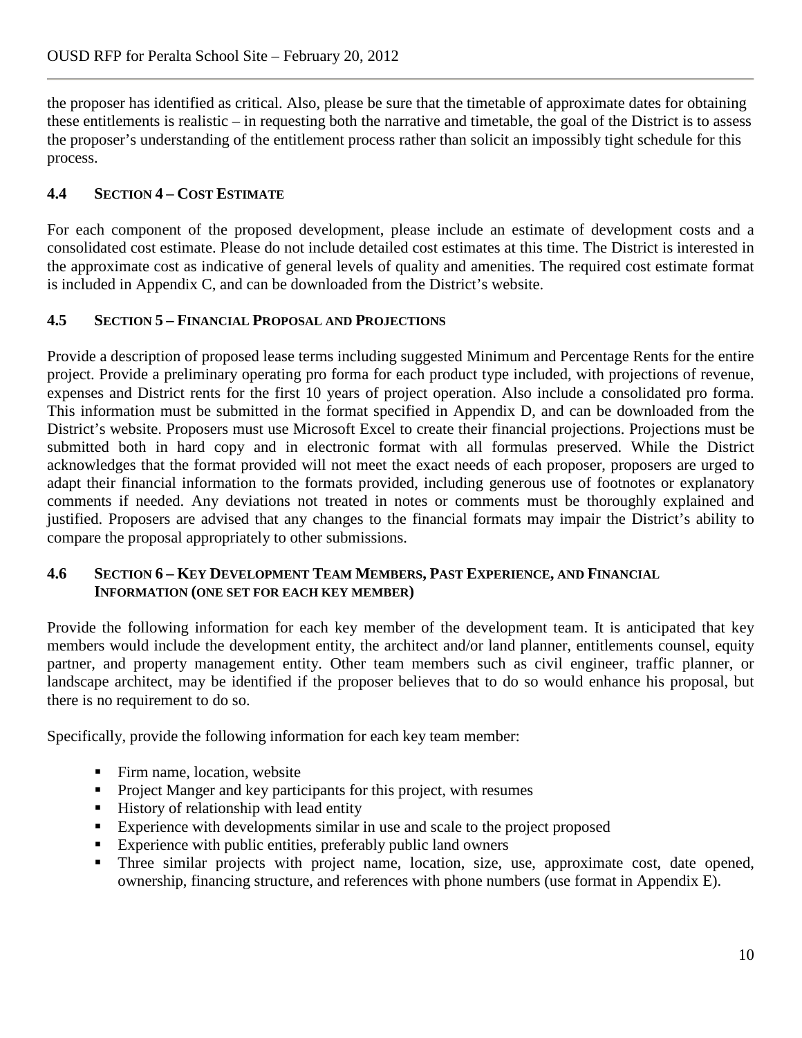the proposer has identified as critical. Also, please be sure that the timetable of approximate dates for obtaining these entitlements is realistic – in requesting both the narrative and timetable, the goal of the District is to assess the proposer's understanding of the entitlement process rather than solicit an impossibly tight schedule for this process.

### 4.4 SECTION 4 – COST ESTIMATE

For each component of the proposed development, please include an estimate of development costs and a consolidated cost estimate. Please do not include detailed cost estimates at this time. The District is interested in the approximate cost as indicative of general levels of quality and amenities. The required cost estimate format is included in Appendix C, and can be downloaded from the District's website.

### 4.5 SECTION 5 – FINANCIAL PROPOSAL AND PROJECTIONS

Provide a description of proposed lease terms including suggested Minimum and Percentage Rents for the entire project. Provide a preliminary operating pro forma for each product type included, with projections of revenue, expenses and District rents for the first 10 years of project operation. Also include a consolidated pro forma. This information must be submitted in the format specified in Appendix D, and can be downloaded from the District's website. Proposers must use Microsoft Excel to create their financial projections. Projections must be submitted both in hard copy and in electronic format with all formulas preserved. While the District acknowledges that the format provided will not meet the exact needs of each proposer, proposers are urged to adapt their financial information to the formats provided, including generous use of footnotes or explanatory comments if needed. Any deviations not treated in notes or comments must be thoroughly explained and justified. Proposers are advised that any changes to the financial formats may impair the District's ability to compare the proposal appropriately to other submissions.

### 4.6 SECTION 6 – KEY DEVELOPMENT TEAM MEMBERS, PAST EXPERIENCE, AND FINANCIAL INFORMATION (ONE SET FOR EACH KEY MEMBER)

Provide the following information for each key member of the development team. It is anticipated that key members would include the development entity, the architect and/or land planner, entitlements counsel, equity partner, and property management entity. Other team members such as civil engineer, traffic planner, or landscape architect, may be identified if the proposer believes that to do so would enhance his proposal, but there is no requirement to do so.

Specifically, provide the following information for each key team member:

- Firm name, location, website
- Project Manger and key participants for this project, with resumes
- History of relationship with lead entity
- Experience with developments similar in use and scale to the project proposed
- Experience with public entities, preferably public land owners
- Three similar projects with project name, location, size, use, approximate cost, date opened, ownership, financing structure, and references with phone numbers (use format in Appendix E).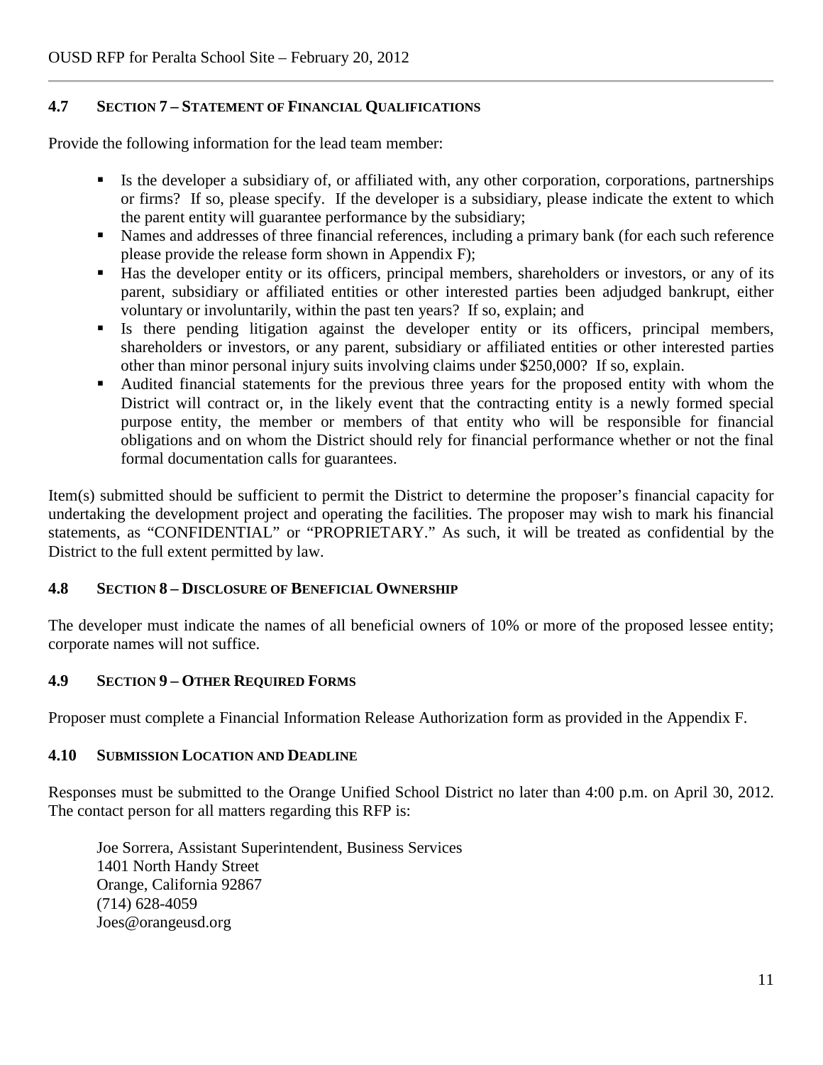### 4.7 SECTION 7 – STATEMENT OF FINANCIAL QUALIFICATIONS

Provide the following information for the lead team member:

- Is the developer a subsidiary of, or affiliated with, any other corporation, corporations, partnerships or firms? If so, please specify. If the developer is a subsidiary, please indicate the extent to which the parent entity will guarantee performance by the subsidiary;
- Names and addresses of three financial references, including a primary bank (for each such reference please provide the release form shown in Appendix F);
- Has the developer entity or its officers, principal members, shareholders or investors, or any of its parent, subsidiary or affiliated entities or other interested parties been adjudged bankrupt, either voluntary or involuntarily, within the past ten years? If so, explain; and
- Is there pending litigation against the developer entity or its officers, principal members, shareholders or investors, or any parent, subsidiary or affiliated entities or other interested parties other than minor personal injury suits involving claims under $250,000? If so, explain.
- Audited financial statements for the previous three years for the proposed entity with whom the District will contract or, in the likely event that the contracting entity is a newly formed special purpose entity, the member or members of that entity who will be responsible for financial obligations and on whom the District should rely for financial performance whether or not the final formal documentation calls for guarantees.

Item(s) submitted should be sufficient to permit the District to determine the proposer's financial capacity for undertaking the development project and operating the facilities. The proposer may wish to mark his financial statements, as "CONFIDENTIAL" or "PROPRIETARY." As such, it will be treated as confidential by the District to the full extent permitted by law.

### 4.8 SECTION 8 – DISCLOSURE OF BENEFICIAL OWNERSHIP

The developer must indicate the names of all beneficial owners of 10% or more of the proposed lessee entity; corporate names will not suffice.

### 4.9 SECTION 9 – OTHER REQUIRED FORMS

Proposer must complete a Financial Information Release Authorization form as provided in the Appendix F.

### 4.10 SUBMISSION LOCATION AND DEADLINE

Responses must be submitted to the Orange Unified School District no later than 4:00 p.m. on April 30, 2012. The contact person for all matters regarding this RFP is:

Joe Sorrera, Assistant Superintendent, Business Services
1401 North Handy Street
Orange, California 92867
(714) 628-4059
Joes@orangeusd.org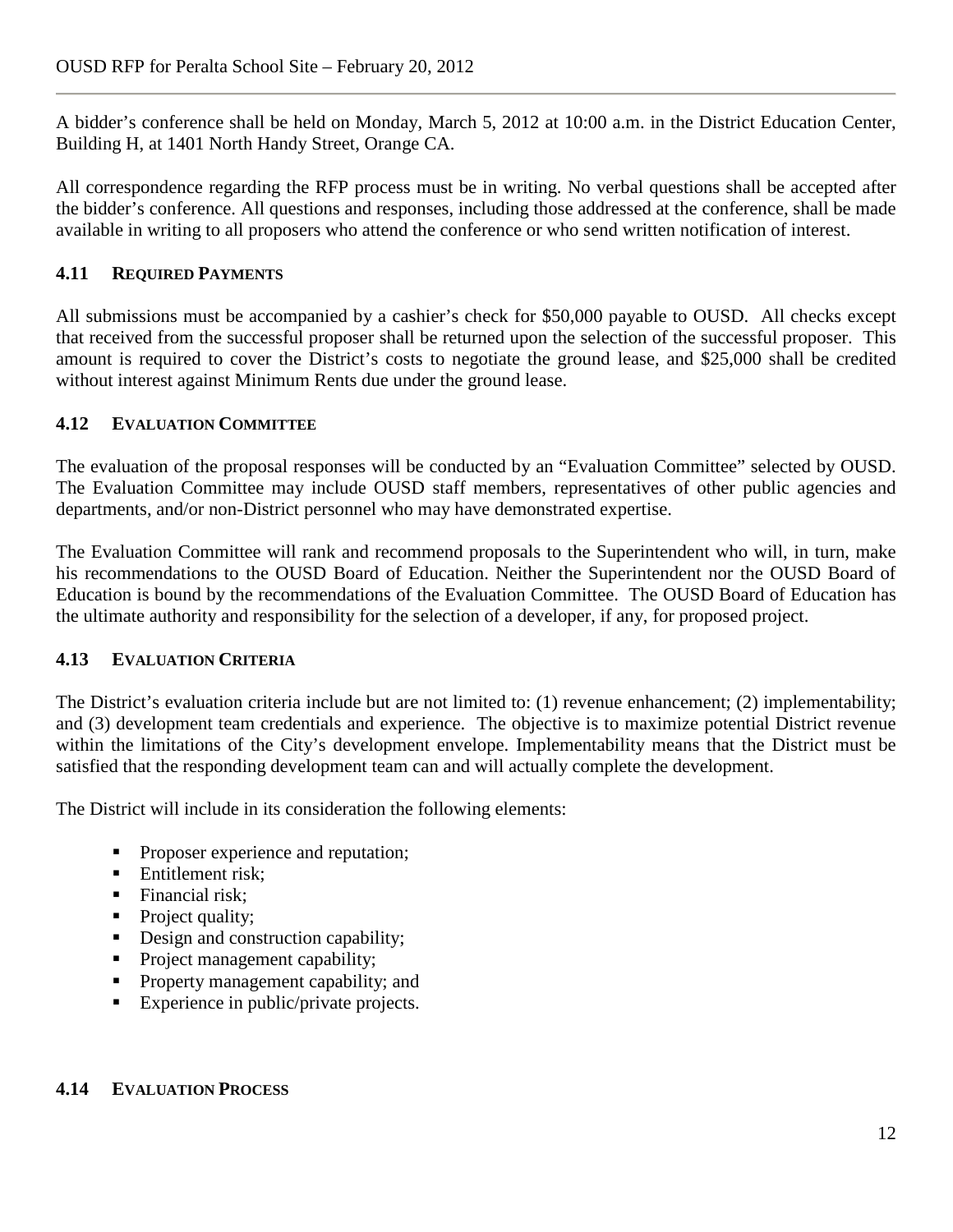A bidder's conference shall be held on Monday, March 5, 2012 at 10:00 a.m. in the District Education Center, Building H, at 1401 North Handy Street, Orange CA.

All correspondence regarding the RFP process must be in writing. No verbal questions shall be accepted after the bidder's conference. All questions and responses, including those addressed at the conference, shall be made available in writing to all proposers who attend the conference or who send written notification of interest.

### 4.11 REQUIRED PAYMENTS

All submissions must be accompanied by a cashier's check for $50,000 payable to OUSD. All checks except that received from the successful proposer shall be returned upon the selection of the successful proposer. This amount is required to cover the District's costs to negotiate the ground lease, and $25,000 shall be credited without interest against Minimum Rents due under the ground lease.

### 4.12 EVALUATION COMMITTEE

The evaluation of the proposal responses will be conducted by an "Evaluation Committee" selected by OUSD. The Evaluation Committee may include OUSD staff members, representatives of other public agencies and departments, and/or non-District personnel who may have demonstrated expertise.

The Evaluation Committee will rank and recommend proposals to the Superintendent who will, in turn, make his recommendations to the OUSD Board of Education. Neither the Superintendent nor the OUSD Board of Education is bound by the recommendations of the Evaluation Committee. The OUSD Board of Education has the ultimate authority and responsibility for the selection of a developer, if any, for proposed project.

### 4.13 EVALUATION CRITERIA

The District's evaluation criteria include but are not limited to: (1) revenue enhancement; (2) implementability; and (3) development team credentials and experience. The objective is to maximize potential District revenue within the limitations of the City's development envelope. Implementability means that the District must be satisfied that the responding development team can and will actually complete the development.

The District will include in its consideration the following elements:

- Proposer experience and reputation;
- Entitlement risk;
- Financial risk;
- Project quality;
- Design and construction capability;
- Project management capability;
- Property management capability; and
- Experience in public/private projects.

### 4.14 EVALUATION PROCESS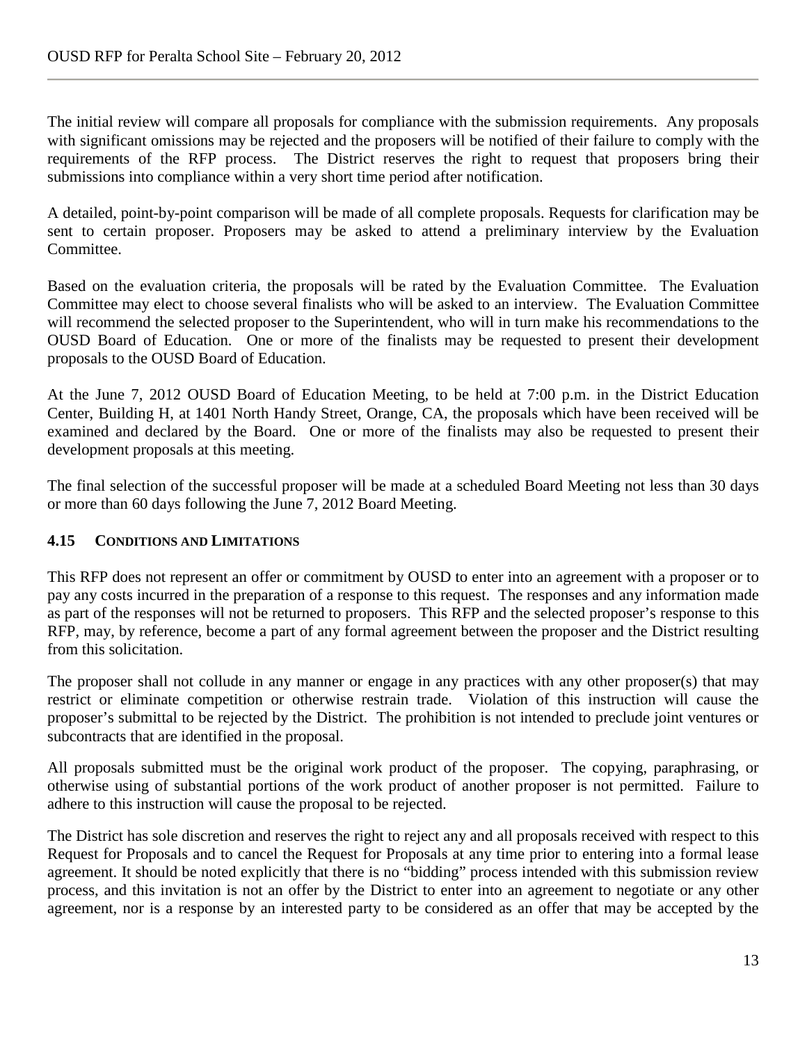The initial review will compare all proposals for compliance with the submission requirements. Any proposals with significant omissions may be rejected and the proposers will be notified of their failure to comply with the requirements of the RFP process. The District reserves the right to request that proposers bring their submissions into compliance within a very short time period after notification.

A detailed, point-by-point comparison will be made of all complete proposals. Requests for clarification may be sent to certain proposer. Proposers may be asked to attend a preliminary interview by the Evaluation Committee.

Based on the evaluation criteria, the proposals will be rated by the Evaluation Committee. The Evaluation Committee may elect to choose several finalists who will be asked to an interview. The Evaluation Committee will recommend the selected proposer to the Superintendent, who will in turn make his recommendations to the OUSD Board of Education. One or more of the finalists may be requested to present their development proposals to the OUSD Board of Education.

At the June 7, 2012 OUSD Board of Education Meeting, to be held at 7:00 p.m. in the District Education Center, Building H, at 1401 North Handy Street, Orange, CA, the proposals which have been received will be examined and declared by the Board. One or more of the finalists may also be requested to present their development proposals at this meeting.

The final selection of the successful proposer will be made at a scheduled Board Meeting not less than 30 days or more than 60 days following the June 7, 2012 Board Meeting.

### 4.15 CONDITIONS AND LIMITATIONS

This RFP does not represent an offer or commitment by OUSD to enter into an agreement with a proposer or to pay any costs incurred in the preparation of a response to this request. The responses and any information made as part of the responses will not be returned to proposers. This RFP and the selected proposer's response to this RFP, may, by reference, become a part of any formal agreement between the proposer and the District resulting from this solicitation.

The proposer shall not collude in any manner or engage in any practices with any other proposer(s) that may restrict or eliminate competition or otherwise restrain trade. Violation of this instruction will cause the proposer's submittal to be rejected by the District. The prohibition is not intended to preclude joint ventures or subcontracts that are identified in the proposal.

All proposals submitted must be the original work product of the proposer. The copying, paraphrasing, or otherwise using of substantial portions of the work product of another proposer is not permitted. Failure to adhere to this instruction will cause the proposal to be rejected.

The District has sole discretion and reserves the right to reject any and all proposals received with respect to this Request for Proposals and to cancel the Request for Proposals at any time prior to entering into a formal lease agreement. It should be noted explicitly that there is no "bidding" process intended with this submission review process, and this invitation is not an offer by the District to enter into an agreement to negotiate or any other agreement, nor is a response by an interested party to be considered as an offer that may be accepted by the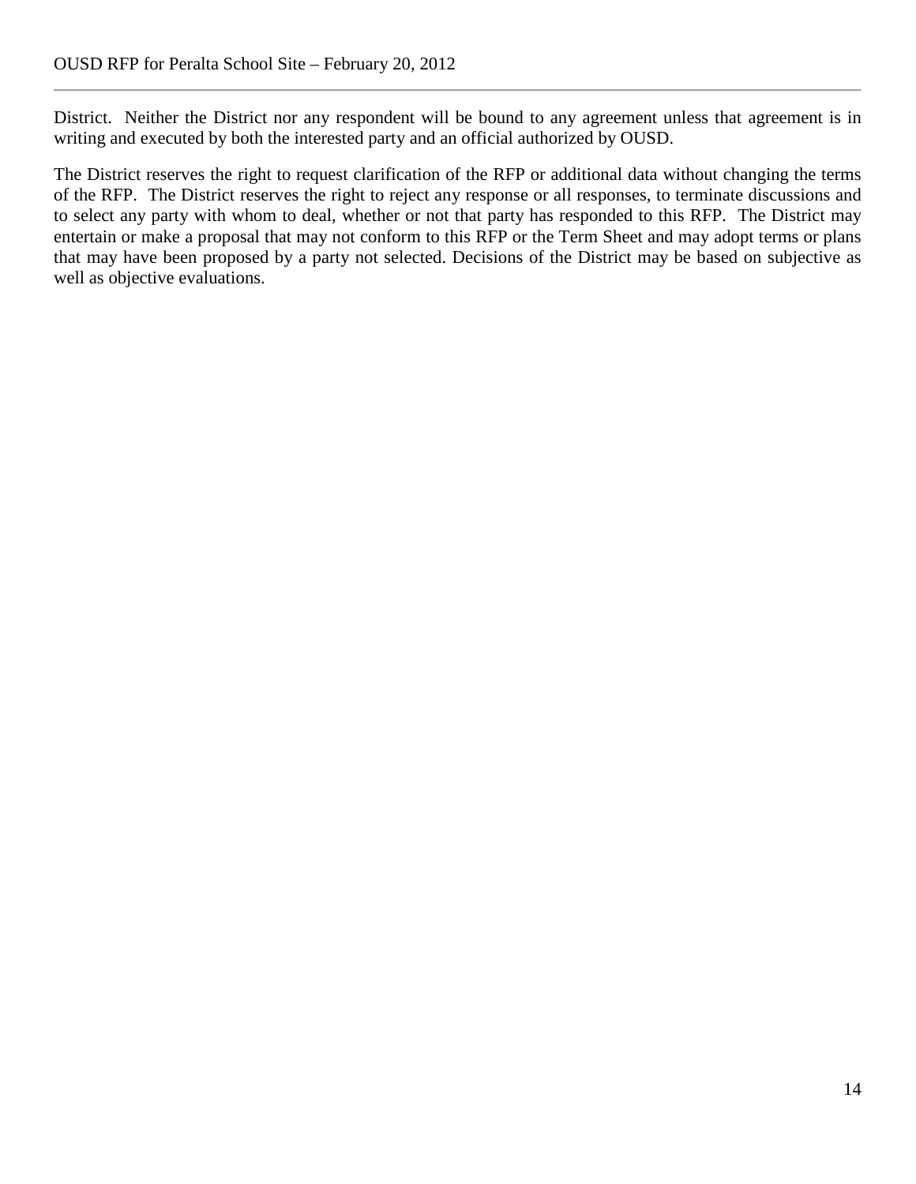District. Neither the District nor any respondent will be bound to any agreement unless that agreement is in writing and executed by both the interested party and an official authorized by OUSD.

The District reserves the right to request clarification of the RFP or additional data without changing the terms of the RFP. The District reserves the right to reject any response or all responses, to terminate discussions and to select any party with whom to deal, whether or not that party has responded to this RFP. The District may entertain or make a proposal that may not conform to this RFP or the Term Sheet and may adopt terms or plans that may have been proposed by a party not selected. Decisions of the District may be based on subjective as well as objective evaluations.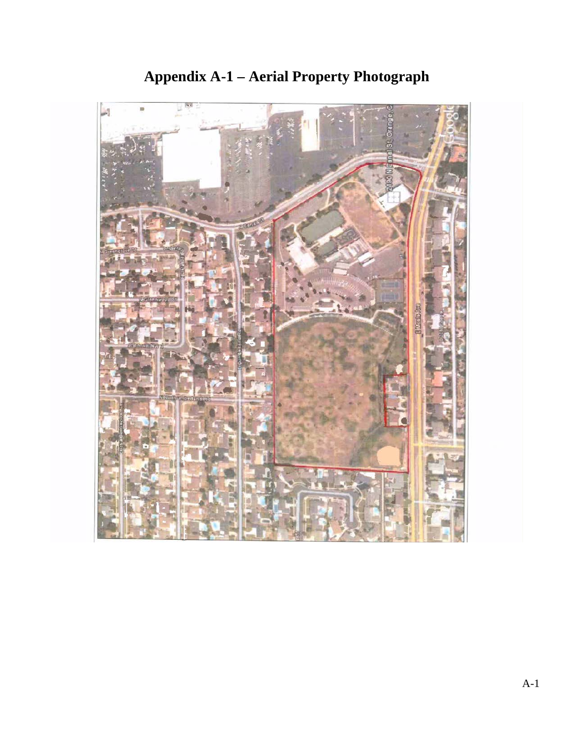# Appendix A-1 – Aerial Property Photograph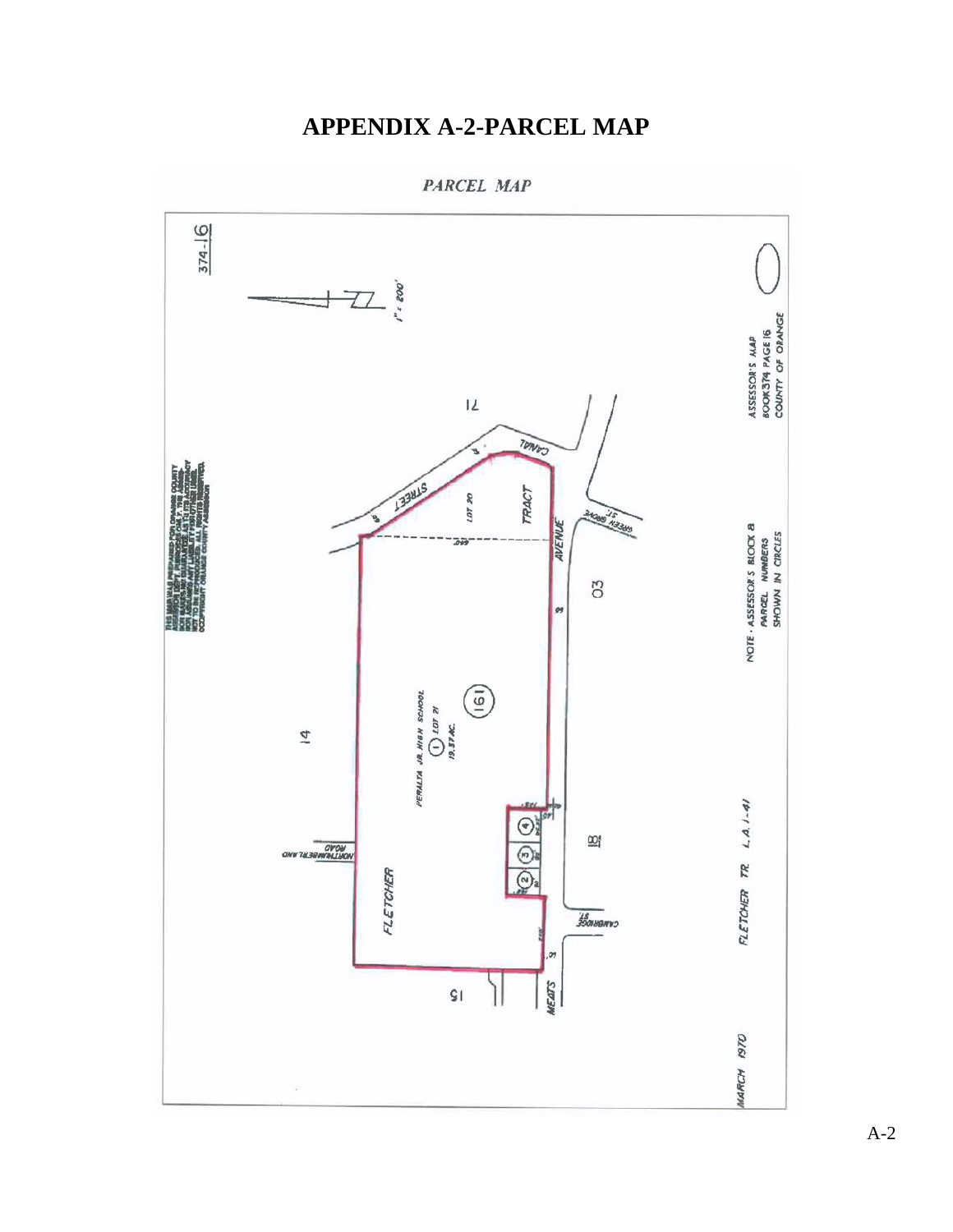# APPENDIX A-2-PARCEL MAP

PARCEL MAP

374-16

1" = 200'

ASSESSOR'S MAP
BOOK 374 PAGE 16
COUNTY OF ORANGE

NOTE - ASSESSOR'S BLOCK & PARCEL NUMBERS SHOWN IN CIRCLES

FLETCHER TR. L.A. 1-41

MARCH 1970

PERALTA JR. HIGH SCHOOL
1 LOT 21
19.37 AC.

161

LOT 20

TRACT

AVENUE

CANAL

STREET

GREEN ST.

CAMBRIDGE ST.

NORTHUMBERLAND ROAD

FLETCHER

MEATS

14

15

17

18

03

2 3 4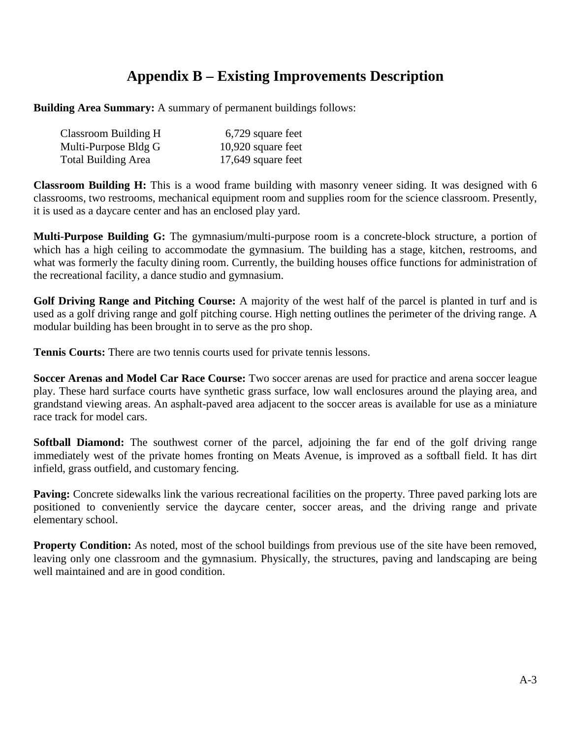# Appendix B – Existing Improvements Description

**Building Area Summary:** A summary of permanent buildings follows:

| | |
|---|---|
| Classroom Building H | 6,729 square feet |
| Multi-Purpose Bldg G | 10,920 square feet |
| Total Building Area | 17,649 square feet |

**Classroom Building H:** This is a wood frame building with masonry veneer siding. It was designed with 6 classrooms, two restrooms, mechanical equipment room and supplies room for the science classroom. Presently, it is used as a daycare center and has an enclosed play yard.

**Multi-Purpose Building G:** The gymnasium/multi-purpose room is a concrete-block structure, a portion of which has a high ceiling to accommodate the gymnasium. The building has a stage, kitchen, restrooms, and what was formerly the faculty dining room. Currently, the building houses office functions for administration of the recreational facility, a dance studio and gymnasium.

**Golf Driving Range and Pitching Course:** A majority of the west half of the parcel is planted in turf and is used as a golf driving range and golf pitching course. High netting outlines the perimeter of the driving range. A modular building has been brought in to serve as the pro shop.

**Tennis Courts:** There are two tennis courts used for private tennis lessons.

**Soccer Arenas and Model Car Race Course:** Two soccer arenas are used for practice and arena soccer league play. These hard surface courts have synthetic grass surface, low wall enclosures around the playing area, and grandstand viewing areas. An asphalt-paved area adjacent to the soccer areas is available for use as a miniature race track for model cars.

**Softball Diamond:** The southwest corner of the parcel, adjoining the far end of the golf driving range immediately west of the private homes fronting on Meats Avenue, is improved as a softball field. It has dirt infield, grass outfield, and customary fencing.

**Paving:** Concrete sidewalks link the various recreational facilities on the property. Three paved parking lots are positioned to conveniently service the daycare center, soccer areas, and the driving range and private elementary school.

**Property Condition:** As noted, most of the school buildings from previous use of the site have been removed, leaving only one classroom and the gymnasium. Physically, the structures, paving and landscaping are being well maintained and are in good condition.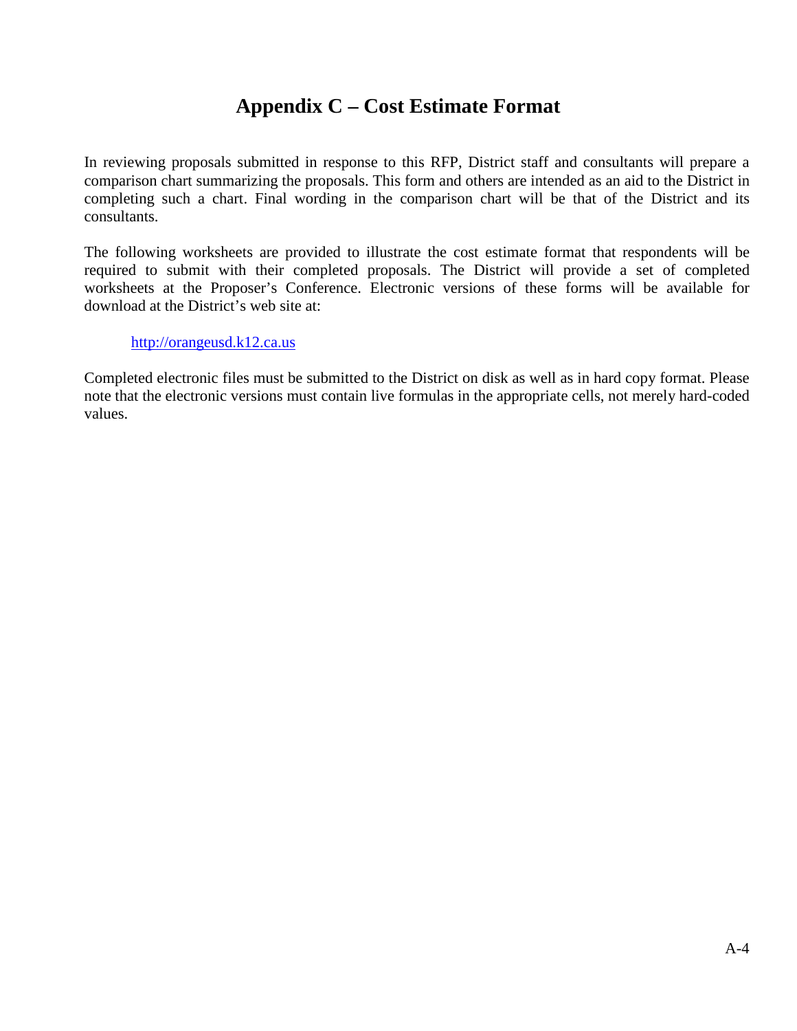# Appendix C – Cost Estimate Format

In reviewing proposals submitted in response to this RFP, District staff and consultants will prepare a comparison chart summarizing the proposals. This form and others are intended as an aid to the District in completing such a chart. Final wording in the comparison chart will be that of the District and its consultants.

The following worksheets are provided to illustrate the cost estimate format that respondents will be required to submit with their completed proposals. The District will provide a set of completed worksheets at the Proposer's Conference. Electronic versions of these forms will be available for download at the District's web site at:

> [http://orangeusd.k12.ca.us](http://orangeusd.k12.ca.us)

Completed electronic files must be submitted to the District on disk as well as in hard copy format. Please note that the electronic versions must contain live formulas in the appropriate cells, not merely hard-coded values.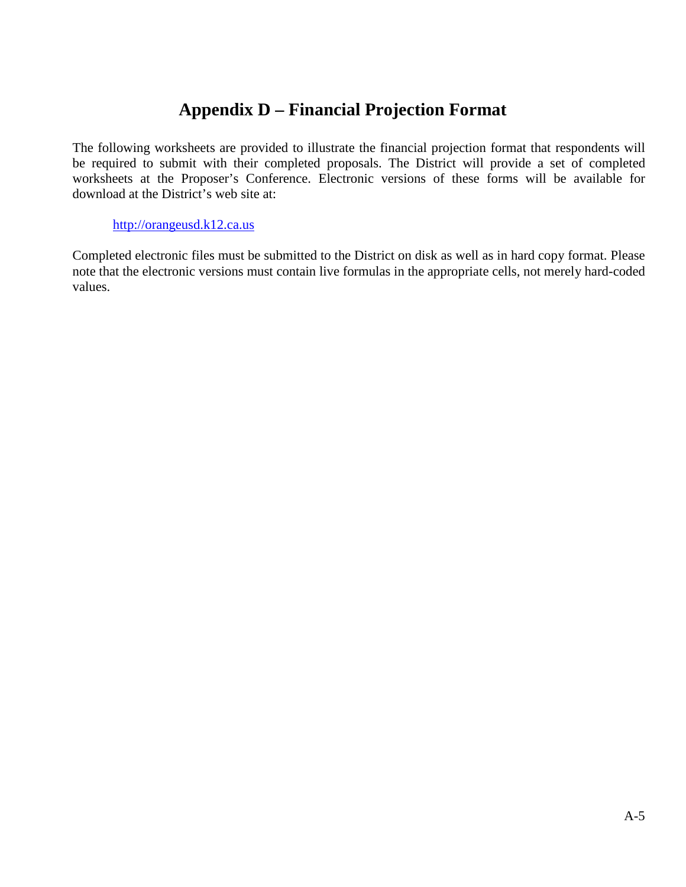# Appendix D – Financial Projection Format

The following worksheets are provided to illustrate the financial projection format that respondents will be required to submit with their completed proposals. The District will provide a set of completed worksheets at the Proposer's Conference. Electronic versions of these forms will be available for download at the District's web site at:

> [http://orangeusd.k12.ca.us](http://orangeusd.k12.ca.us)

Completed electronic files must be submitted to the District on disk as well as in hard copy format. Please note that the electronic versions must contain live formulas in the appropriate cells, not merely hard-coded values.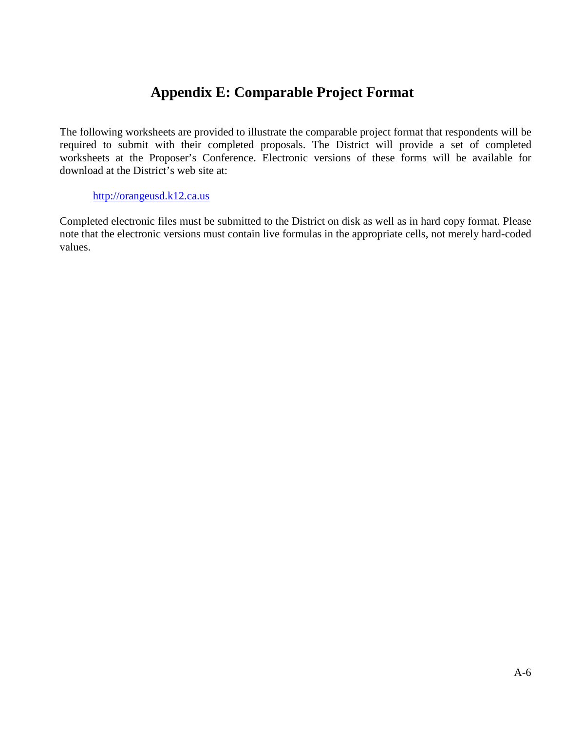# Appendix E: Comparable Project Format

The following worksheets are provided to illustrate the comparable project format that respondents will be required to submit with their completed proposals. The District will provide a set of completed worksheets at the Proposer's Conference. Electronic versions of these forms will be available for download at the District's web site at:

[http://orangeusd.k12.ca.us](http://orangeusd.k12.ca.us)

Completed electronic files must be submitted to the District on disk as well as in hard copy format. Please note that the electronic versions must contain live formulas in the appropriate cells, not merely hard-coded values.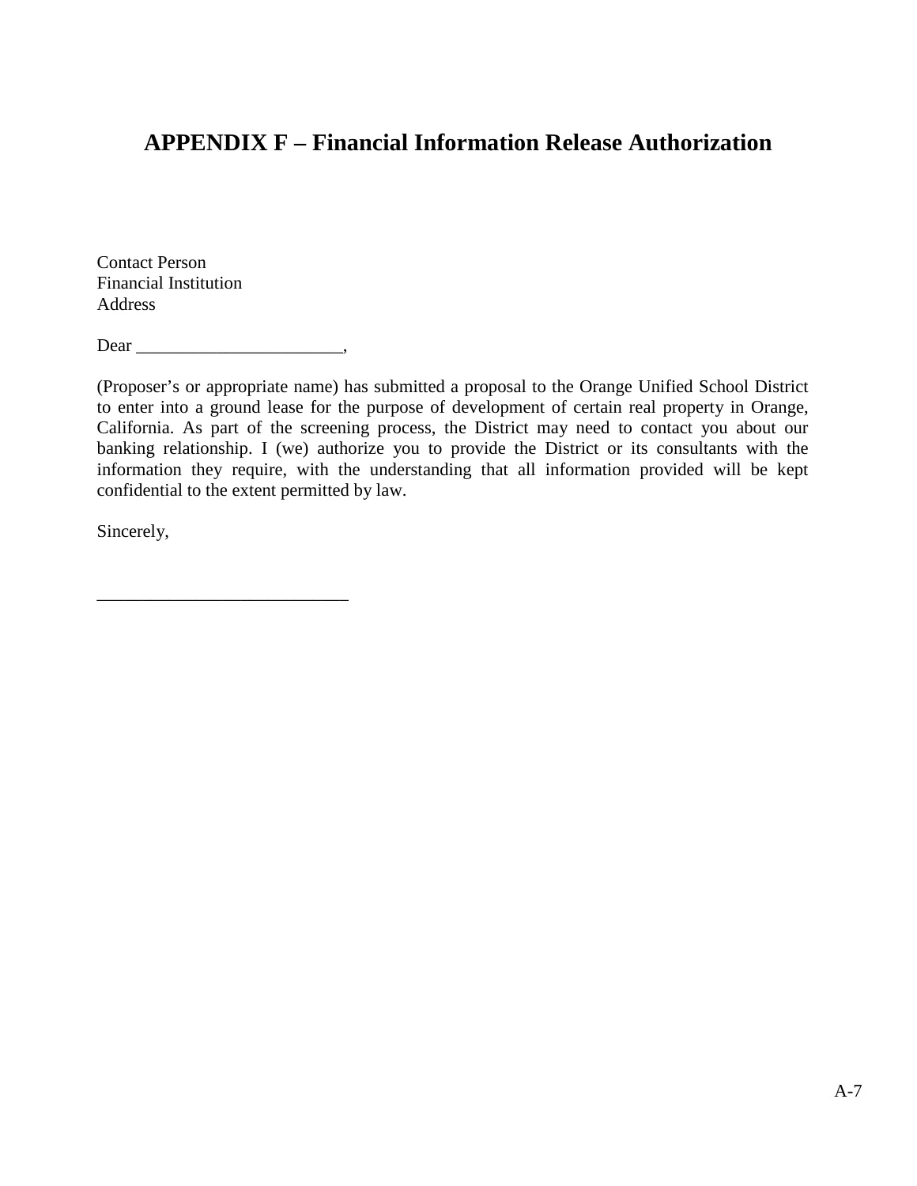# APPENDIX F – Financial Information Release Authorization

Contact Person
Financial Institution
Address

Dear _______________________,

(Proposer's or appropriate name) has submitted a proposal to the Orange Unified School District to enter into a ground lease for the purpose of development of certain real property in Orange, California. As part of the screening process, the District may need to contact you about our banking relationship. I (we) authorize you to provide the District or its consultants with the information they require, with the understanding that all information provided will be kept confidential to the extent permitted by law.

Sincerely,

____________________________